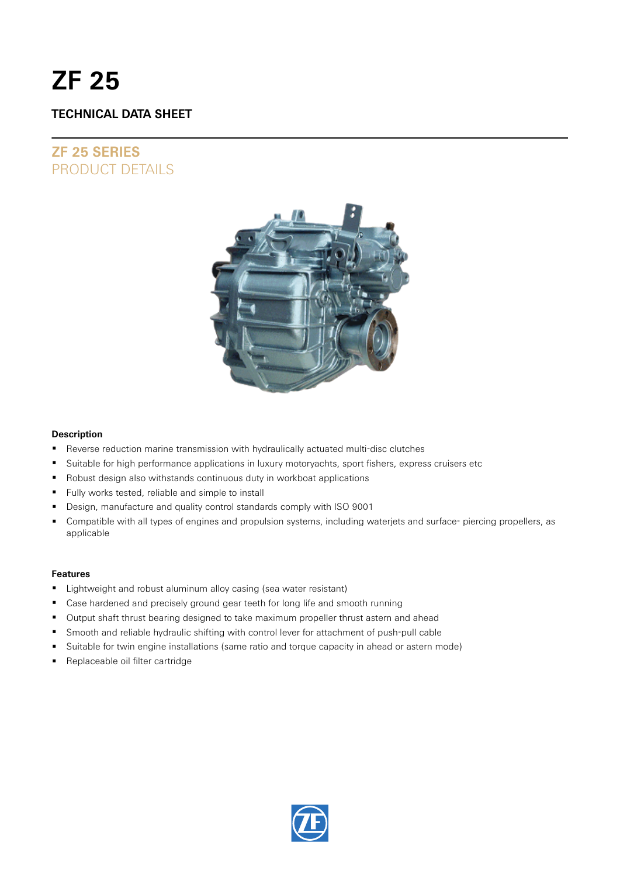# ZF 25

## TECHNICAL DATA SHEET

## ZF 25 SERIES
PRODUCT DETAILS

**Description**

- Reverse reduction marine transmission with hydraulically actuated multi-disc clutches
- Suitable for high performance applications in luxury motoryachts, sport fishers, express cruisers etc
- Robust design also withstands continuous duty in workboat applications
- Fully works tested, reliable and simple to install
- Design, manufacture and quality control standards comply with ISO 9001
- Compatible with all types of engines and propulsion systems, including waterjets and surface- piercing propellers, as applicable

**Features**

- Lightweight and robust aluminum alloy casing (sea water resistant)
- Case hardened and precisely ground gear teeth for long life and smooth running
- Output shaft thrust bearing designed to take maximum propeller thrust astern and ahead
- Smooth and reliable hydraulic shifting with control lever for attachment of push-pull cable
- Suitable for twin engine installations (same ratio and torque capacity in ahead or astern mode)
- Replaceable oil filter cartridge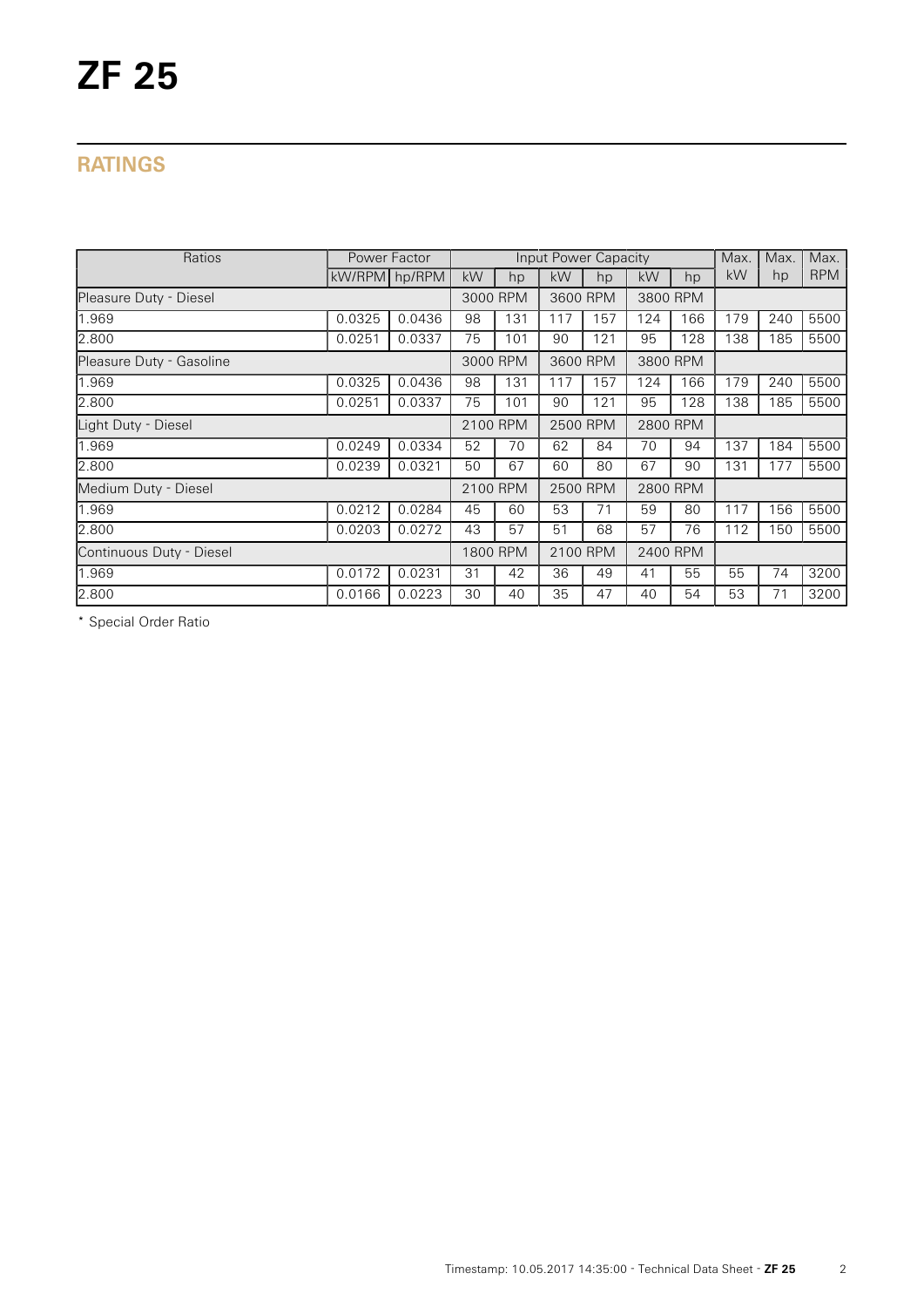# ZF 25

## RATINGS

| Ratios | Power Factor | | Input Power Capacity | | | | | | Max. | Max. | Max. |
|---|---|---|---|---|---|---|---|---|---|---|---|
| | kW/RPM | hp/RPM | kW | hp | kW | hp | kW | hp | kW | hp | RPM |
| Pleasure Duty - Diesel | | | 3000 RPM | | 3600 RPM | | 3800 RPM | | | | |
| 1.969 | 0.0325 | 0.0436 | 98 | 131 | 117 | 157 | 124 | 166 | 179 | 240 | 5500 |
| 2.800 | 0.0251 | 0.0337 | 75 | 101 | 90 | 121 | 95 | 128 | 138 | 185 | 5500 |
| Pleasure Duty - Gasoline | | | 3000 RPM | | 3600 RPM | | 3800 RPM | | | | |
| 1.969 | 0.0325 | 0.0436 | 98 | 131 | 117 | 157 | 124 | 166 | 179 | 240 | 5500 |
| 2.800 | 0.0251 | 0.0337 | 75 | 101 | 90 | 121 | 95 | 128 | 138 | 185 | 5500 |
| Light Duty - Diesel | | | 2100 RPM | | 2500 RPM | | 2800 RPM | | | | |
| 1.969 | 0.0249 | 0.0334 | 52 | 70 | 62 | 84 | 70 | 94 | 137 | 184 | 5500 |
| 2.800 | 0.0239 | 0.0321 | 50 | 67 | 60 | 80 | 67 | 90 | 131 | 177 | 5500 |
| Medium Duty - Diesel | | | 2100 RPM | | 2500 RPM | | 2800 RPM | | | | |
| 1.969 | 0.0212 | 0.0284 | 45 | 60 | 53 | 71 | 59 | 80 | 117 | 156 | 5500 |
| 2.800 | 0.0203 | 0.0272 | 43 | 57 | 51 | 68 | 57 | 76 | 112 | 150 | 5500 |
| Continuous Duty - Diesel | | | 1800 RPM | | 2100 RPM | | 2400 RPM | | | | |
| 1.969 | 0.0172 | 0.0231 | 31 | 42 | 36 | 49 | 41 | 55 | 55 | 74 | 3200 |
| 2.800 | 0.0166 | 0.0223 | 30 | 40 | 35 | 47 | 40 | 54 | 53 | 71 | 3200 |

* Special Order Ratio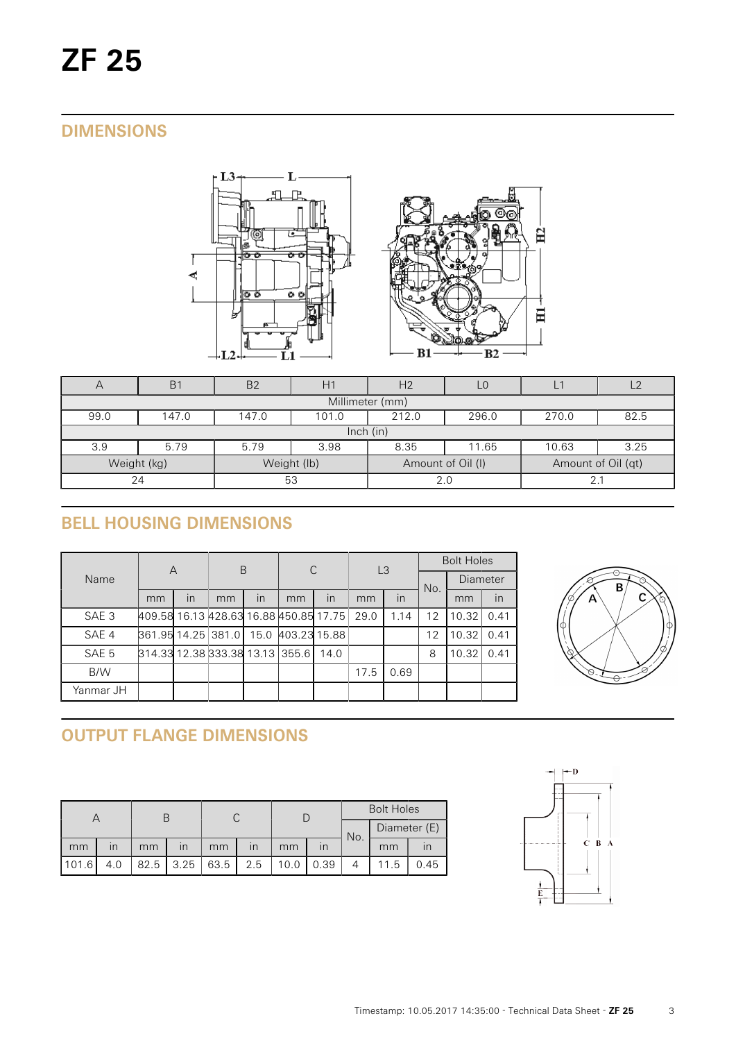# ZF 25

## DIMENSIONS

| A | B1 | B2 | H1 | H2 | L0 | L1 | L2 |
|---|---|---|---|---|---|---|---|
| Millimeter (mm) | | | | | | | |
| 99.0 | 147.0 | 147.0 | 101.0 | 212.0 | 296.0 | 270.0 | 82.5 |
| Inch (in) | | | | | | | |
| 3.9 | 5.79 | 5.79 | 3.98 | 8.35 | 11.65 | 10.63 | 3.25 |
| Weight (kg) | | Weight (lb) | | Amount of Oil (l) | | Amount of Oil (qt) | |
| 24 | | 53 | | 2.0 | | 2.1 | |

## BELL HOUSING DIMENSIONS

| Name | A | | B | | C | | L3 | | Bolt Holes | | |
|---|---|---|---|---|---|---|---|---|---|---|---|
| | | | | | | | | | No. | Diameter | |
| | mm | in | mm | in | mm | in | mm | in | | mm | in |
| SAE 3 | 409.58 | 16.13 | 428.63 | 16.88 | 450.85 | 17.75 | 29.0 | 1.14 | 12 | 10.32 | 0.41 |
| SAE 4 | 361.95 | 14.25 | 381.0 | 15.0 | 403.23 | 15.88 | | | 12 | 10.32 | 0.41 |
| SAE 5 | 314.33 | 12.38 | 333.38 | 13.13 | 355.6 | 14.0 | | | 8 | 10.32 | 0.41 |
| B/W | | | | | | | 17.5 | 0.69 | | | |
| Yanmar JH | | | | | | | | | | | |

## OUTPUT FLANGE DIMENSIONS

| A | | B | | C | | D | | Bolt Holes | | |
|---|---|---|---|---|---|---|---|---|---|---|
| | | | | | | | | No. | Diameter (E) | |
| mm | in | mm | in | mm | in | mm | in | | mm | in |
| 101.6 | 4.0 | 82.5 | 3.25 | 63.5 | 2.5 | 10.0 | 0.39 | 4 | 11.5 | 0.45 |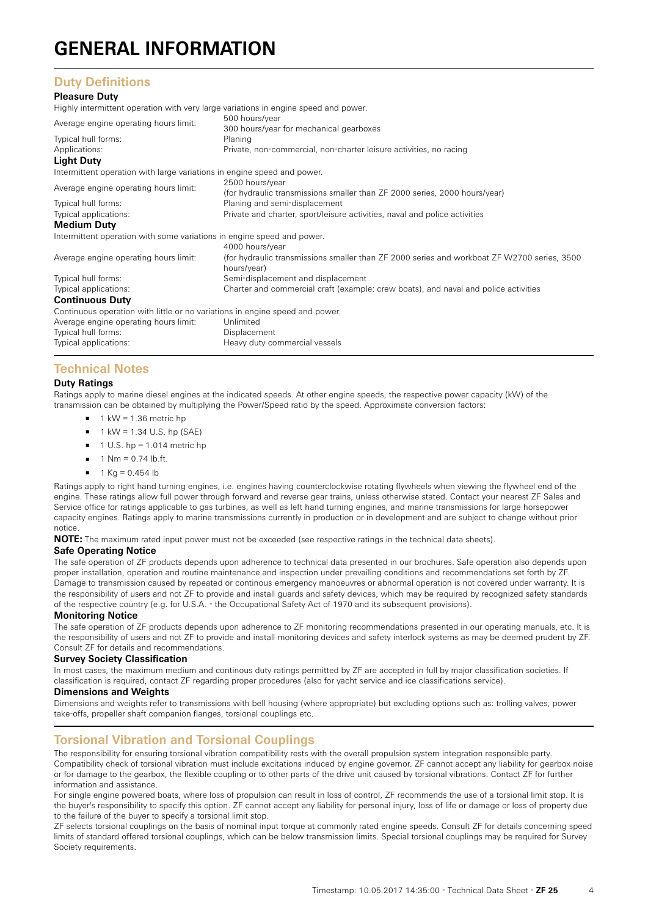# GENERAL INFORMATION

## Duty Definitions

### Pleasure Duty

Highly intermittent operation with very large variations in engine speed and power.

| | |
|---|---|
| Average engine operating hours limit: | 500 hours/year<br>300 hours/year for mechanical gearboxes |
| Typical hull forms: | Planing |
| Applications: | Private, non-commercial, non-charter leisure activities, no racing |

### Light Duty

Intermittent operation with large variations in engine speed and power.

| | |
|---|---|
| Average engine operating hours limit: | 2500 hours/year<br>(for hydraulic transmissions smaller than ZF 2000 series, 2000 hours/year) |
| Typical hull forms: | Planing and semi-displacement |
| Typical applications: | Private and charter, sport/leisure activities, naval and police activities |

### Medium Duty

Intermittent operation with some variations in engine speed and power.

| | |
|---|---|
| Average engine operating hours limit: | 4000 hours/year<br>(for hydraulic transmissions smaller than ZF 2000 series and workboat ZF W2700 series, 3500 hours/year) |
| Typical hull forms: | Semi-displacement and displacement |
| Typical applications: | Charter and commercial craft (example: crew boats), and naval and police activities |

### Continuous Duty

Continuous operation with little or no variations in engine speed and power.

| | |
|---|---|
| Average engine operating hours limit: | Unlimited |
| Typical hull forms: | Displacement |
| Typical applications: | Heavy duty commercial vessels |

## Technical Notes

### Duty Ratings

Ratings apply to marine diesel engines at the indicated speeds. At other engine speeds, the respective power capacity (kW) of the transmission can be obtained by multiplying the Power/Speed ratio by the speed. Approximate conversion factors:

- 1 kW = 1.36 metric hp
- 1 kW = 1.34 U.S. hp (SAE)
- 1 U.S. hp = 1.014 metric hp
- 1 Nm = 0.74 lb.ft.
- 1 Kg = 0.454 lb

Ratings apply to right hand turning engines, i.e. engines having counterclockwise rotating flywheels when viewing the flywheel end of the engine. These ratings allow full power through forward and reverse gear trains, unless otherwise stated. Contact your nearest ZF Sales and Service office for ratings applicable to gas turbines, as well as left hand turning engines, and marine transmissions for large horsepower capacity engines. Ratings apply to marine transmissions currently in production or in development and are subject to change without prior notice.

**NOTE:** The maximum rated input power must not be exceeded (see respective ratings in the technical data sheets).

### Safe Operating Notice

The safe operation of ZF products depends upon adherence to technical data presented in our brochures. Safe operation also depends upon proper installation, operation and routine maintenance and inspection under prevailing conditions and recommendations set forth by ZF. Damage to transmission caused by repeated or continous emergency manoeuvres or abnormal operation is not covered under warranty. It is the responsibility of users and not ZF to provide and install guards and safety devices, which may be required by recognized safety standards of the respective country (e.g. for U.S.A. - the Occupational Safety Act of 1970 and its subsequent provisions).

### Monitoring Notice

The safe operation of ZF products depends upon adherence to ZF monitoring recommendations presented in our operating manuals, etc. It is the responsibility of users and not ZF to provide and install monitoring devices and safety interlock systems as may be deemed prudent by ZF. Consult ZF for details and recommendations.

### Survey Society Classification

In most cases, the maximum medium and continous duty ratings permitted by ZF are accepted in full by major classification societies. If classification is required, contact ZF regarding proper procedures (also for yacht service and ice classifications service).

### Dimensions and Weights

Dimensions and weights refer to transmissions with bell housing (where appropriate) but excluding options such as: trolling valves, power take-offs, propeller shaft companion flanges, torsional couplings etc.

## Torsional Vibration and Torsional Couplings

The responsibility for ensuring torsional vibration compatibility rests with the overall propulsion system integration responsible party. Compatibility check of torsional vibration must include excitations induced by engine governor. ZF cannot accept any liability for gearbox noise or for damage to the gearbox, the flexible coupling or to other parts of the drive unit caused by torsional vibrations. Contact ZF for further information and assistance.

For single engine powered boats, where loss of propulsion can result in loss of control, ZF recommends the use of a torsional limit stop. It is the buyer's responsibility to specify this option. ZF cannot accept any liability for personal injury, loss of life or damage or loss of property due to the failure of the buyer to specify a torsional limit stop.

ZF selects torsional couplings on the basis of nominal input torque at commonly rated engine speeds. Consult ZF for details concerning speed limits of standard offered torsional couplings, which can be below transmission limits. Special torsional couplings may be required for Survey Society requirements.